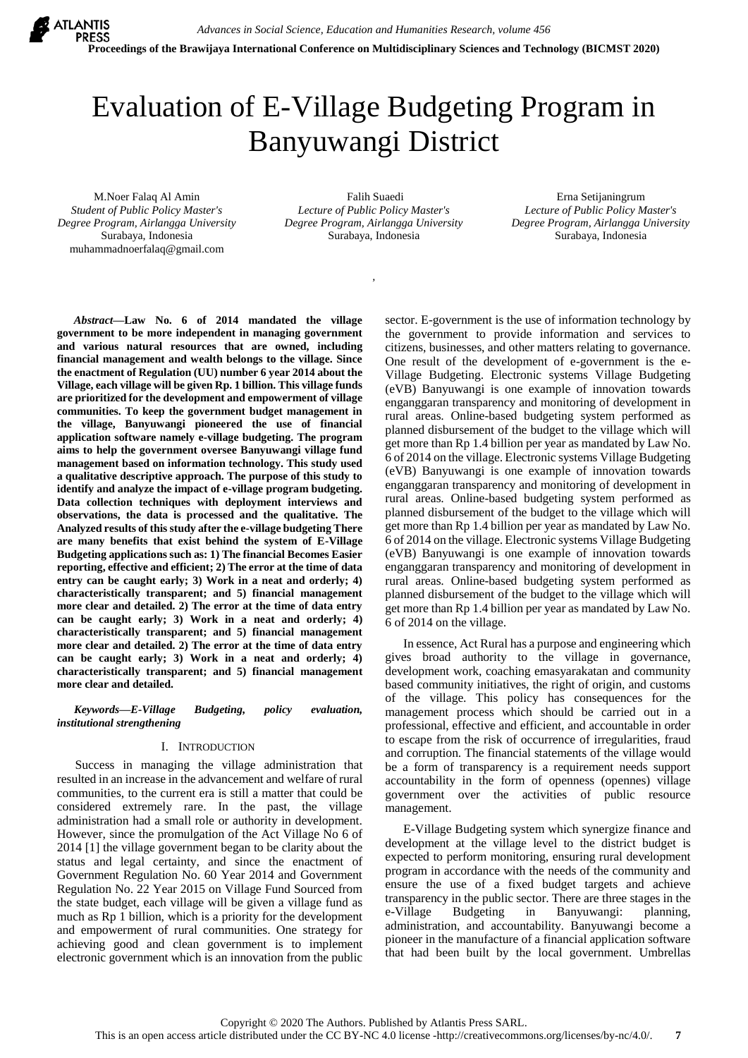# Evaluation of E-Village Budgeting Program in Banyuwangi District

M.Noer Falaq Al Amin
*Student of Public Policy Master's Degree Program, Airlangga University*
Surabaya, Indonesia
muhammadnoerfalaq@gmail.com

Falih Suaedi
*Lecture of Public Policy Master's Degree Program, Airlangga University*
Surabaya, Indonesia

Erna Setijaningrum
*Lecture of Public Policy Master's Degree Program, Airlangga University*
Surabaya, Indonesia

***Abstract*—Law No. 6 of 2014 mandated the village government to be more independent in managing government and various natural resources that are owned, including financial management and wealth belongs to the village. Since the enactment of Regulation (UU) number 6 year 2014 about the Village, each village will be given Rp. 1 billion. This village funds are prioritized for the development and empowerment of village communities. To keep the government budget management in the village, Banyuwangi pioneered the use of financial application software namely e-village budgeting. The program aims to help the government oversee Banyuwangi village fund management based on information technology. This study used a qualitative descriptive approach. The purpose of this study to identify and analyze the impact of e-village program budgeting. Data collection techniques with deployment interviews and observations, the data is processed and the qualitative. The Analyzed results of this study after the e-village budgeting There are many benefits that exist behind the system of E-Village Budgeting applications such as: 1) The financial Becomes Easier reporting, effective and efficient; 2) The error at the time of data entry can be caught early; 3) Work in a neat and orderly; 4) characteristically transparent; and 5) financial management more clear and detailed. 2) The error at the time of data entry can be caught early; 3) Work in a neat and orderly; 4) characteristically transparent; and 5) financial management more clear and detailed. 2) The error at the time of data entry can be caught early; 3) Work in a neat and orderly; 4) characteristically transparent; and 5) financial management more clear and detailed.**

***Keywords*—*E-Village Budgeting, policy evaluation, institutional strengthening***

## I. Introduction

Success in managing the village administration that resulted in an increase in the advancement and welfare of rural communities, to the current era is still a matter that could be considered extremely rare. In the past, the village administration had a small role or authority in development. However, since the promulgation of the Act Village No 6 of 2014 [1] the village government began to be clarity about the status and legal certainty, and since the enactment of Government Regulation No. 60 Year 2014 and Government Regulation No. 22 Year 2015 on Village Fund Sourced from the state budget, each village will be given a village fund as much as Rp 1 billion, which is a priority for the development and empowerment of rural communities. One strategy for achieving good and clean government is to implement electronic government which is an innovation from the public sector. E-government is the use of information technology by the government to provide information and services to citizens, businesses, and other matters relating to governance. One result of the development of e-government is the e-Village Budgeting. Electronic systems Village Budgeting (eVB) Banyuwangi is one example of innovation towards enganggaran transparency and monitoring of development in rural areas. Online-based budgeting system performed as planned disbursement of the budget to the village which will get more than Rp 1.4 billion per year as mandated by Law No. 6 of 2014 on the village. Electronic systems Village Budgeting (eVB) Banyuwangi is one example of innovation towards enganggaran transparency and monitoring of development in rural areas. Online-based budgeting system performed as planned disbursement of the budget to the village which will get more than Rp 1.4 billion per year as mandated by Law No. 6 of 2014 on the village. Electronic systems Village Budgeting (eVB) Banyuwangi is one example of innovation towards enganggaran transparency and monitoring of development in rural areas. Online-based budgeting system performed as planned disbursement of the budget to the village which will get more than Rp 1.4 billion per year as mandated by Law No. 6 of 2014 on the village.

In essence, Act Rural has a purpose and engineering which gives broad authority to the village in governance, development work, coaching emasyarakatan and community based community initiatives, the right of origin, and customs of the village. This policy has consequences for the management process which should be carried out in a professional, effective and efficient, and accountable in order to escape from the risk of occurrence of irregularities, fraud and corruption. The financial statements of the village would be a form of transparency is a requirement needs support accountability in the form of openness (opennes) village government over the activities of public resource management.

E-Village Budgeting system which synergize finance and development at the village level to the district budget is expected to perform monitoring, ensuring rural development program in accordance with the needs of the community and ensure the use of a fixed budget targets and achieve transparency in the public sector. There are three stages in the e-Village Budgeting in Banyuwangi: planning, administration, and accountability. Banyuwangi become a pioneer in the manufacture of a financial application software that had been built by the local government. Umbrellas

Copyright © 2020 The Authors. Published by Atlantis Press SARL.
This is an open access article distributed under the CC BY-NC 4.0 license -http://creativecommons.org/licenses/by-nc/4.0/.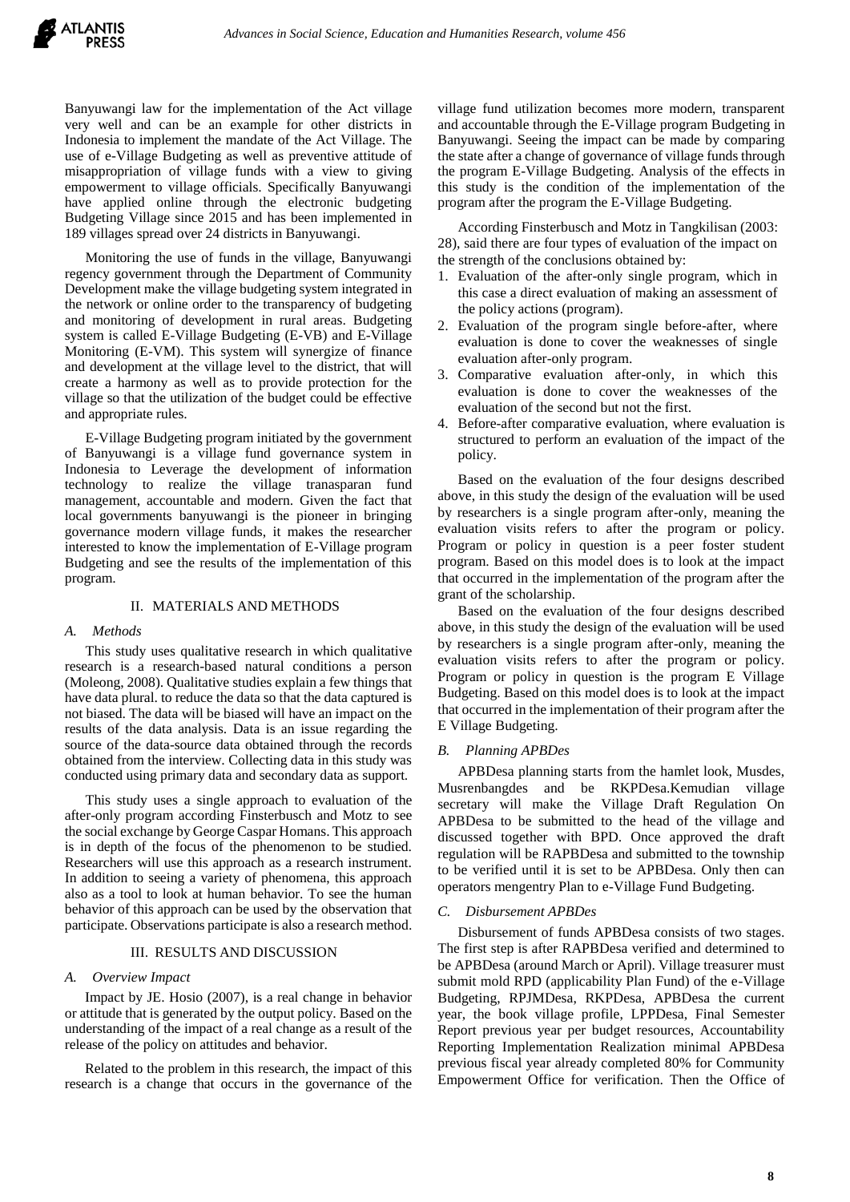Banyuwangi law for the implementation of the Act village very well and can be an example for other districts in Indonesia to implement the mandate of the Act Village. The use of e-Village Budgeting as well as preventive attitude of misappropriation of village funds with a view to giving empowerment to village officials. Specifically Banyuwangi have applied online through the electronic budgeting Budgeting Village since 2015 and has been implemented in 189 villages spread over 24 districts in Banyuwangi.

Monitoring the use of funds in the village, Banyuwangi regency government through the Department of Community Development make the village budgeting system integrated in the network or online order to the transparency of budgeting and monitoring of development in rural areas. Budgeting system is called E-Village Budgeting (E-VB) and E-Village Monitoring (E-VM). This system will synergize of finance and development at the village level to the district, that will create a harmony as well as to provide protection for the village so that the utilization of the budget could be effective and appropriate rules.

E-Village Budgeting program initiated by the government of Banyuwangi is a village fund governance system in Indonesia to Leverage the development of information technology to realize the village tranasparan fund management, accountable and modern. Given the fact that local governments banyuwangi is the pioneer in bringing governance modern village funds, it makes the researcher interested to know the implementation of E-Village program Budgeting and see the results of the implementation of this program.

## II. MATERIALS AND METHODS

### A. Methods

This study uses qualitative research in which qualitative research is a research-based natural conditions a person (Moleong, 2008). Qualitative studies explain a few things that have data plural. to reduce the data so that the data captured is not biased. The data will be biased will have an impact on the results of the data analysis. Data is an issue regarding the source of the data-source data obtained through the records obtained from the interview. Collecting data in this study was conducted using primary data and secondary data as support.

This study uses a single approach to evaluation of the after-only program according Finsterbusch and Motz to see the social exchange by George Caspar Homans. This approach is in depth of the focus of the phenomenon to be studied. Researchers will use this approach as a research instrument. In addition to seeing a variety of phenomena, this approach also as a tool to look at human behavior. To see the human behavior of this approach can be used by the observation that participate. Observations participate is also a research method.

## III. RESULTS AND DISCUSSION

### A. Overview Impact

Impact by JE. Hosio (2007), is a real change in behavior or attitude that is generated by the output policy. Based on the understanding of the impact of a real change as a result of the release of the policy on attitudes and behavior.

Related to the problem in this research, the impact of this research is a change that occurs in the governance of the village fund utilization becomes more modern, transparent and accountable through the E-Village program Budgeting in Banyuwangi. Seeing the impact can be made by comparing the state after a change of governance of village funds through the program E-Village Budgeting. Analysis of the effects in this study is the condition of the implementation of the program after the program the E-Village Budgeting.

According Finsterbusch and Motz in Tangkilisan (2003: 28), said there are four types of evaluation of the impact on the strength of the conclusions obtained by:

1. Evaluation of the after-only single program, which in this case a direct evaluation of making an assessment of the policy actions (program).
2. Evaluation of the program single before-after, where evaluation is done to cover the weaknesses of single evaluation after-only program.
3. Comparative evaluation after-only, in which this evaluation is done to cover the weaknesses of the evaluation of the second but not the first.
4. Before-after comparative evaluation, where evaluation is structured to perform an evaluation of the impact of the policy.

Based on the evaluation of the four designs described above, in this study the design of the evaluation will be used by researchers is a single program after-only, meaning the evaluation visits refers to after the program or policy. Program or policy in question is a peer foster student program. Based on this model does is to look at the impact that occurred in the implementation of the program after the grant of the scholarship.

Based on the evaluation of the four designs described above, in this study the design of the evaluation will be used by researchers is a single program after-only, meaning the evaluation visits refers to after the program or policy. Program or policy in question is the program E Village Budgeting. Based on this model does is to look at the impact that occurred in the implementation of their program after the E Village Budgeting.

### B. Planning APBDes

APBDesa planning starts from the hamlet look, Musdes, Musrenbangdes and be RKPDesa.Kemudian village secretary will make the Village Draft Regulation On APBDesa to be submitted to the head of the village and discussed together with BPD. Once approved the draft regulation will be RAPBDesa and submitted to the township to be verified until it is set to be APBDesa. Only then can operators mengentry Plan to e-Village Fund Budgeting.

### C. Disbursement APBDes

Disbursement of funds APBDesa consists of two stages. The first step is after RAPBDesa verified and determined to be APBDesa (around March or April). Village treasurer must submit mold RPD (applicability Plan Fund) of the e-Village Budgeting, RPJMDesa, RKPDesa, APBDesa the current year, the book village profile, LPPDesa, Final Semester Report previous year per budget resources, Accountability Reporting Implementation Realization minimal APBDesa previous fiscal year already completed 80% for Community Empowerment Office for verification. Then the Office of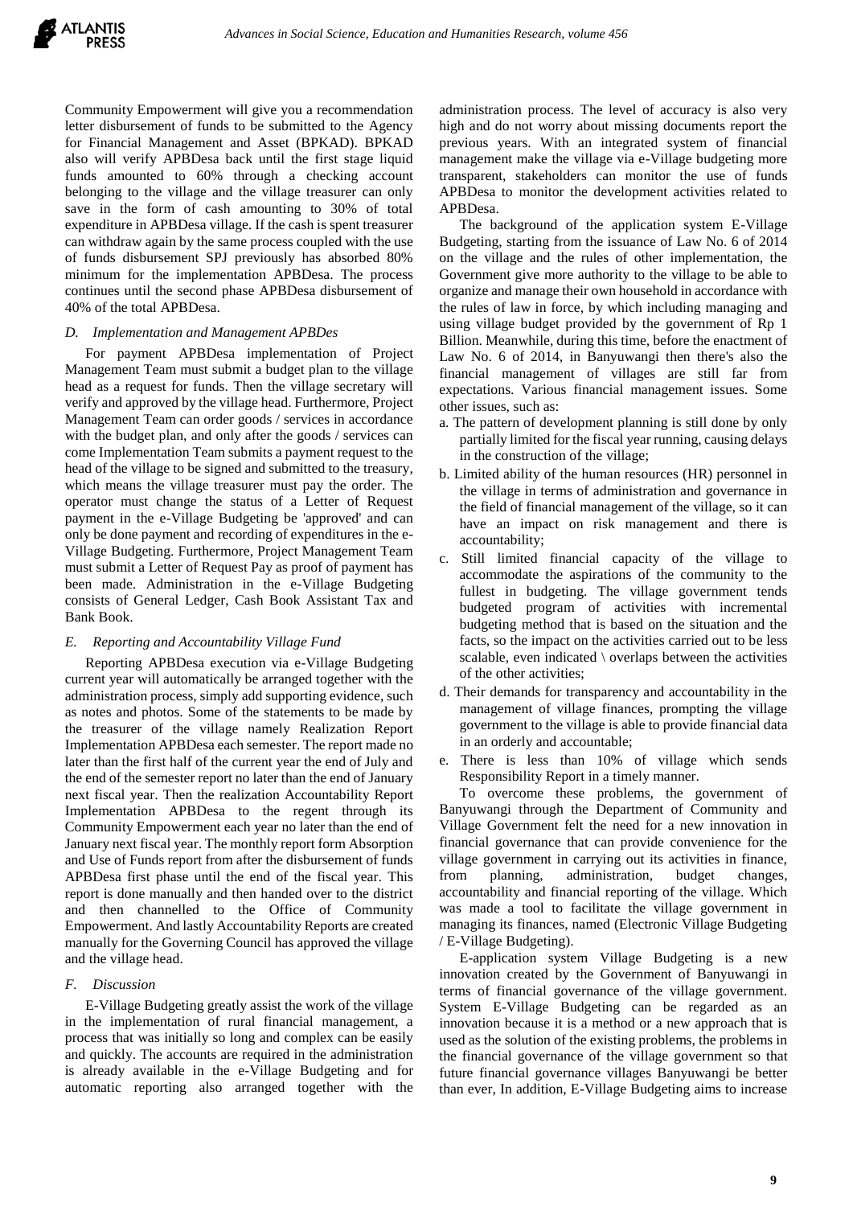Community Empowerment will give you a recommendation letter disbursement of funds to be submitted to the Agency for Financial Management and Asset (BPKAD). BPKAD also will verify APBDesa back until the first stage liquid funds amounted to 60% through a checking account belonging to the village and the village treasurer can only save in the form of cash amounting to 30% of total expenditure in APBDesa village. If the cash is spent treasurer can withdraw again by the same process coupled with the use of funds disbursement SPJ previously has absorbed 80% minimum for the implementation APBDesa. The process continues until the second phase APBDesa disbursement of 40% of the total APBDesa.

### *D. Implementation and Management APBDes*

For payment APBDesa implementation of Project Management Team must submit a budget plan to the village head as a request for funds. Then the village secretary will verify and approved by the village head. Furthermore, Project Management Team can order goods / services in accordance with the budget plan, and only after the goods / services can come Implementation Team submits a payment request to the head of the village to be signed and submitted to the treasury, which means the village treasurer must pay the order. The operator must change the status of a Letter of Request payment in the e-Village Budgeting be 'approved' and can only be done payment and recording of expenditures in the e-Village Budgeting. Furthermore, Project Management Team must submit a Letter of Request Pay as proof of payment has been made. Administration in the e-Village Budgeting consists of General Ledger, Cash Book Assistant Tax and Bank Book.

### *E. Reporting and Accountability Village Fund*

Reporting APBDesa execution via e-Village Budgeting current year will automatically be arranged together with the administration process, simply add supporting evidence, such as notes and photos. Some of the statements to be made by the treasurer of the village namely Realization Report Implementation APBDesa each semester. The report made no later than the first half of the current year the end of July and the end of the semester report no later than the end of January next fiscal year. Then the realization Accountability Report Implementation APBDesa to the regent through its Community Empowerment each year no later than the end of January next fiscal year. The monthly report form Absorption and Use of Funds report from after the disbursement of funds APBDesa first phase until the end of the fiscal year. This report is done manually and then handed over to the district and then channelled to the Office of Community Empowerment. And lastly Accountability Reports are created manually for the Governing Council has approved the village and the village head.

### *F. Discussion*

E-Village Budgeting greatly assist the work of the village in the implementation of rural financial management, a process that was initially so long and complex can be easily and quickly. The accounts are required in the administration is already available in the e-Village Budgeting and for automatic reporting also arranged together with the administration process. The level of accuracy is also very high and do not worry about missing documents report the previous years. With an integrated system of financial management make the village via e-Village budgeting more transparent, stakeholders can monitor the use of funds APBDesa to monitor the development activities related to APBDesa.

The background of the application system E-Village Budgeting, starting from the issuance of Law No. 6 of 2014 on the village and the rules of other implementation, the Government give more authority to the village to be able to organize and manage their own household in accordance with the rules of law in force, by which including managing and using village budget provided by the government of Rp 1 Billion. Meanwhile, during this time, before the enactment of Law No. 6 of 2014, in Banyuwangi then there's also the financial management of villages are still far from expectations. Various financial management issues. Some other issues, such as:

a. The pattern of development planning is still done by only partially limited for the fiscal year running, causing delays in the construction of the village;
b. Limited ability of the human resources (HR) personnel in the village in terms of administration and governance in the field of financial management of the village, so it can have an impact on risk management and there is accountability;
c. Still limited financial capacity of the village to accommodate the aspirations of the community to the fullest in budgeting. The village government tends budgeted program of activities with incremental budgeting method that is based on the situation and the facts, so the impact on the activities carried out to be less scalable, even indicated \ overlaps between the activities of the other activities;
d. Their demands for transparency and accountability in the management of village finances, prompting the village government to the village is able to provide financial data in an orderly and accountable;
e. There is less than 10% of village which sends Responsibility Report in a timely manner.

To overcome these problems, the government of Banyuwangi through the Department of Community and Village Government felt the need for a new innovation in financial governance that can provide convenience for the village government in carrying out its activities in finance, from planning, administration, budget changes, accountability and financial reporting of the village. Which was made a tool to facilitate the village government in managing its finances, named (Electronic Village Budgeting / E-Village Budgeting).

E-application system Village Budgeting is a new innovation created by the Government of Banyuwangi in terms of financial governance of the village government. System E-Village Budgeting can be regarded as an innovation because it is a method or a new approach that is used as the solution of the existing problems, the problems in the financial governance of the village government so that future financial governance villages Banyuwangi be better than ever, In addition, E-Village Budgeting aims to increase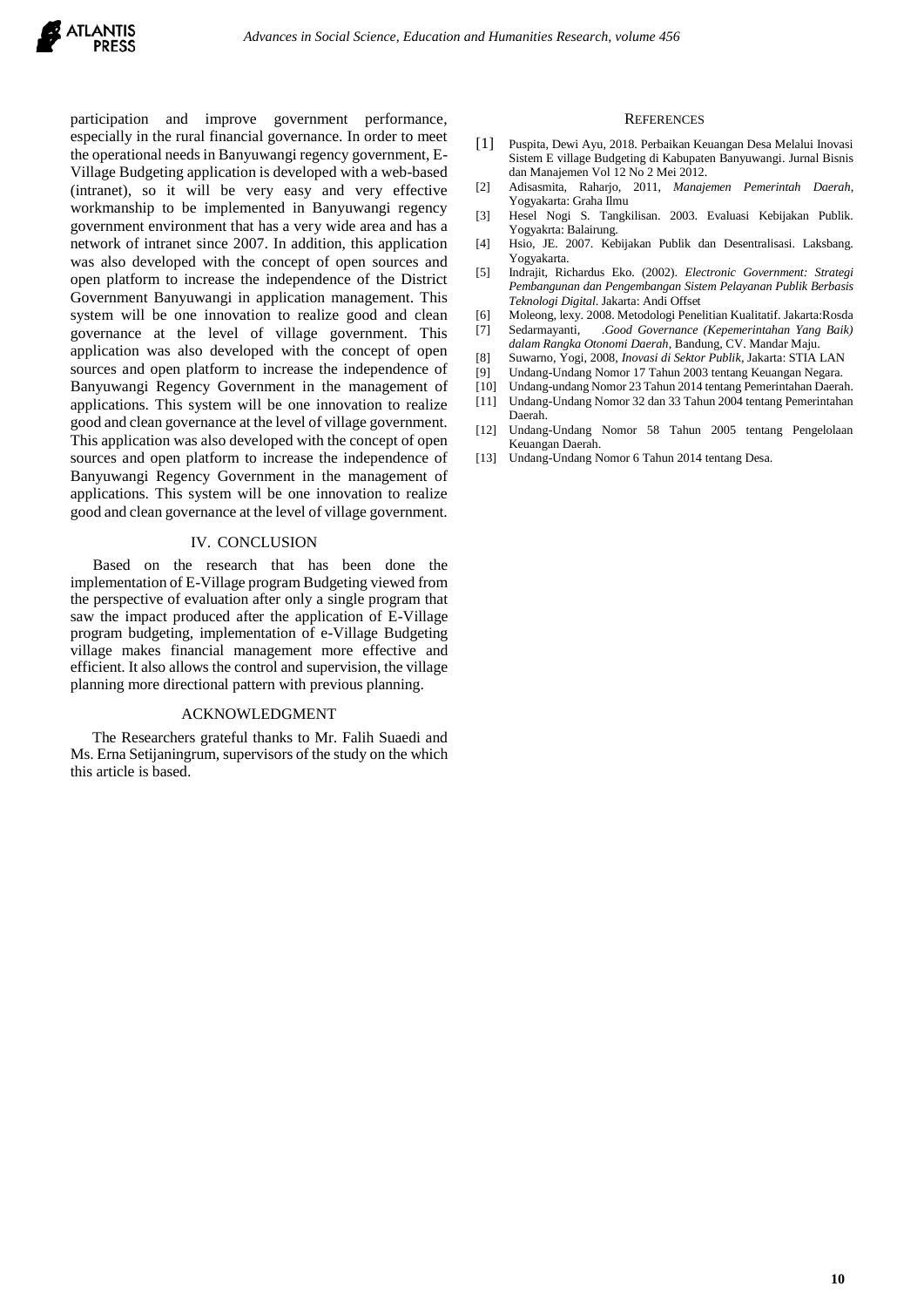participation and improve government performance, especially in the rural financial governance. In order to meet the operational needs in Banyuwangi regency government, E-Village Budgeting application is developed with a web-based (intranet), so it will be very easy and very effective workmanship to be implemented in Banyuwangi regency government environment that has a very wide area and has a network of intranet since 2007. In addition, this application was also developed with the concept of open sources and open platform to increase the independence of the District Government Banyuwangi in application management. This system will be one innovation to realize good and clean governance at the level of village government. This application was also developed with the concept of open sources and open platform to increase the independence of Banyuwangi Regency Government in the management of applications. This system will be one innovation to realize good and clean governance at the level of village government. This application was also developed with the concept of open sources and open platform to increase the independence of Banyuwangi Regency Government in the management of applications. This system will be one innovation to realize good and clean governance at the level of village government.

## IV. CONCLUSION

Based on the research that has been done the implementation of E-Village program Budgeting viewed from the perspective of evaluation after only a single program that saw the impact produced after the application of E-Village program budgeting, implementation of e-Village Budgeting village makes financial management more effective and efficient. It also allows the control and supervision, the village planning more directional pattern with previous planning.

## ACKNOWLEDGMENT

The Researchers grateful thanks to Mr. Falih Suaedi and Ms. Erna Setijaningrum, supervisors of the study on the which this article is based.

## REFERENCES

[1] Puspita, Dewi Ayu, 2018. Perbaikan Keuangan Desa Melalui Inovasi Sistem E village Budgeting di Kabupaten Banyuwangi. Jurnal Bisnis dan Manajemen Vol 12 No 2 Mei 2012.

[2] Adisasmita, Raharjo, 2011, *Manajemen Pemerintah Daerah*, Yogyakarta: Graha Ilmu

[3] Hesel Nogi S. Tangkilisan. 2003. Evaluasi Kebijakan Publik. Yogyakrta: Balairung.

[4] Hsio, JE. 2007. Kebijakan Publik dan Desentralisasi. Laksbang. Yogyakarta.

[5] Indrajit, Richardus Eko. (2002). *Electronic Government: Strategi Pembangunan dan Pengembangan Sistem Pelayanan Publik Berbasis Teknologi Digital*. Jakarta: Andi Offset

[6] Moleong, lexy. 2008. Metodologi Penelitian Kualitatif. Jakarta:Rosda

[7] Sedarmayanti, .*Good Governance (Kepemerintahan Yang Baik) dalam Rangka Otonomi Daerah*, Bandung, CV. Mandar Maju.

[8] Suwarno, Yogi, 2008, *Inovasi di Sektor Publik*, Jakarta: STIA LAN

[9] Undang-Undang Nomor 17 Tahun 2003 tentang Keuangan Negara.

[10] Undang-undang Nomor 23 Tahun 2014 tentang Pemerintahan Daerah.

[11] Undang-Undang Nomor 32 dan 33 Tahun 2004 tentang Pemerintahan Daerah.

[12] Undang-Undang Nomor 58 Tahun 2005 tentang Pengelolaan Keuangan Daerah.

[13] Undang-Undang Nomor 6 Tahun 2014 tentang Desa.